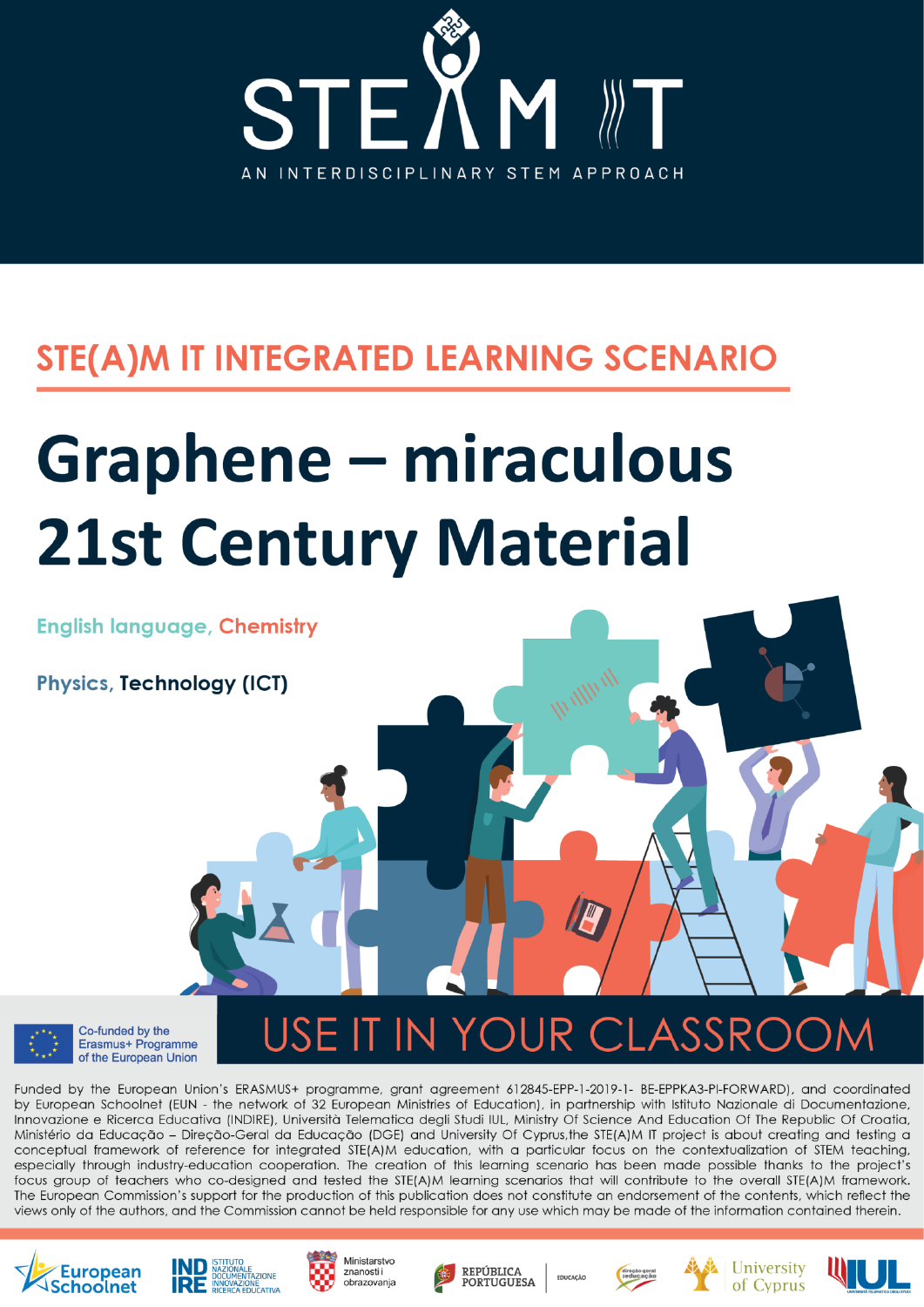STE(A)M IT

AN INTERDISCIPLINARY STEM APPROACH

## STE(A)M IT INTEGRATED LEARNING SCENARIO

# Graphene – miraculous 21st Century Material

English language, Chemistry

Physics, Technology (ICT)

Co-funded by the Erasmus+ Programme of the European Union

USE IT IN YOUR CLASSROOM

Funded by the European Union's ERASMUS+ programme, grant agreement 612845-EPP-1-2019-1- BE-EPPKA3-PI-FORWARD), and coordinated by European Schoolnet (EUN - the network of 32 European Ministries of Education), in partnership with Istituto Nazionale di Documentazione, Innovazione e Ricerca Educativa (INDIRE), Università Telematica degli Studi IUL, Ministry Of Science And Education Of The Republic Of Croatia, Ministério da Educação – Direção-Geral da Educação (DGE) and University Of Cyprus,the STE(A)M IT project is about creating and testing a conceptual framework of reference for integrated STE(A)M education, with a particular focus on the contextualization of STEM teaching, especially through industry-education cooperation. The creation of this learning scenario has been made possible thanks to the project's focus group of teachers who co-designed and tested the STE(A)M learning scenarios that will contribute to the overall STE(A)M framework. The European Commission's support for the production of this publication does not constitute an endorsement of the contents, which reflect the views only of the authors, and the Commission cannot be held responsible for any use which may be made of the information contained therein.

European Schoolnet | INDIRE Istituto Nazionale Documentazione Innovazione Ricerca Educativa | Ministarstvo znanosti i obrazovanja | República Portuguesa Educação | Direção-Geral da Educação | University of Cyprus | IUL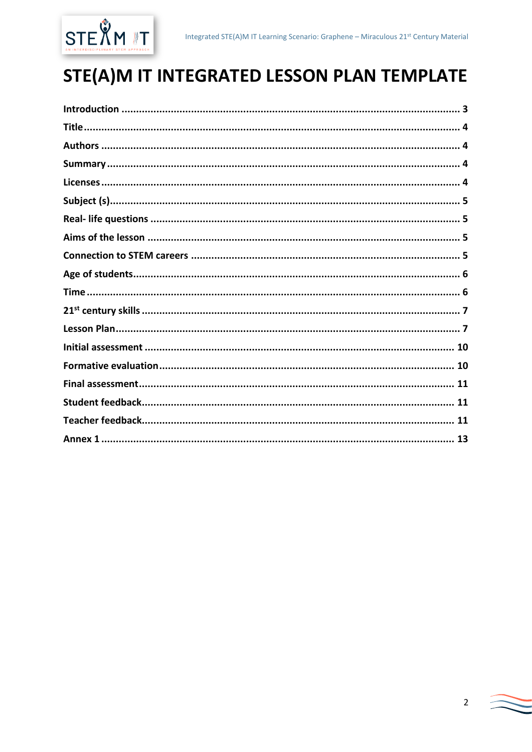# STE(A)M IT INTEGRATED LESSON PLAN TEMPLATE

**Introduction** ........................................................................................................................ 3
**Title** ........................................................................................................................ 4
**Authors** ........................................................................................................................ 4
**Summary** ........................................................................................................................ 4
**Licenses** ........................................................................................................................ 4
**Subject (s)** ........................................................................................................................ 5
**Real- life questions** ........................................................................................................................ 5
**Aims of the lesson** ........................................................................................................................ 5
**Connection to STEM careers** ........................................................................................................................ 5
**Age of students** ........................................................................................................................ 6
**Time** ........................................................................................................................ 6
**21st century skills** ........................................................................................................................ 7
**Lesson Plan** ........................................................................................................................ 7
**Initial assessment** ........................................................................................................................ 10
**Formative evaluation** ........................................................................................................................ 10
**Final assessment** ........................................................................................................................ 11
**Student feedback** ........................................................................................................................ 11
**Teacher feedback** ........................................................................................................................ 11
**Annex 1** ........................................................................................................................ 13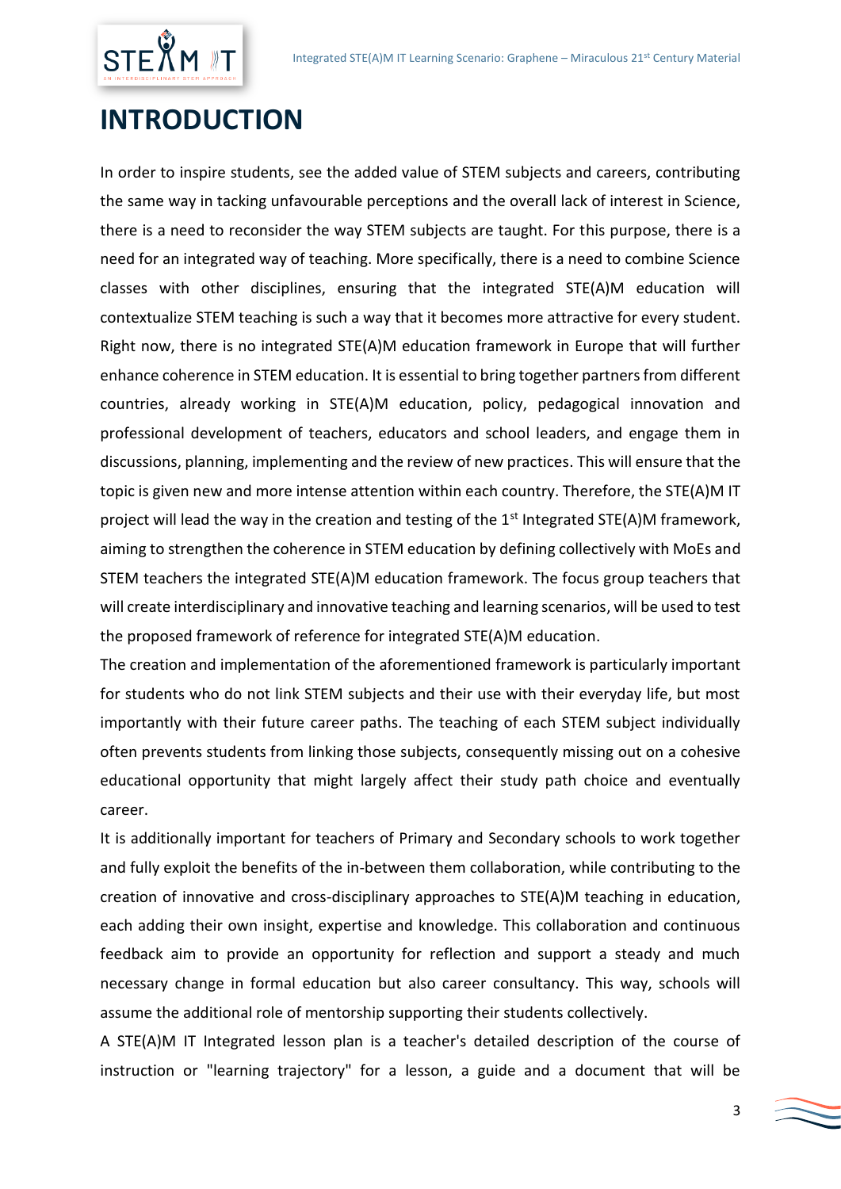# INTRODUCTION

In order to inspire students, see the added value of STEM subjects and careers, contributing the same way in tacking unfavourable perceptions and the overall lack of interest in Science, there is a need to reconsider the way STEM subjects are taught. For this purpose, there is a need for an integrated way of teaching. More specifically, there is a need to combine Science classes with other disciplines, ensuring that the integrated STE(A)M education will contextualize STEM teaching is such a way that it becomes more attractive for every student. Right now, there is no integrated STE(A)M education framework in Europe that will further enhance coherence in STEM education. It is essential to bring together partners from different countries, already working in STE(A)M education, policy, pedagogical innovation and professional development of teachers, educators and school leaders, and engage them in discussions, planning, implementing and the review of new practices. This will ensure that the topic is given new and more intense attention within each country. Therefore, the STE(A)M IT project will lead the way in the creation and testing of the 1st Integrated STE(A)M framework, aiming to strengthen the coherence in STEM education by defining collectively with MoEs and STEM teachers the integrated STE(A)M education framework. The focus group teachers that will create interdisciplinary and innovative teaching and learning scenarios, will be used to test the proposed framework of reference for integrated STE(A)M education.

The creation and implementation of the aforementioned framework is particularly important for students who do not link STEM subjects and their use with their everyday life, but most importantly with their future career paths. The teaching of each STEM subject individually often prevents students from linking those subjects, consequently missing out on a cohesive educational opportunity that might largely affect their study path choice and eventually career.

It is additionally important for teachers of Primary and Secondary schools to work together and fully exploit the benefits of the in-between them collaboration, while contributing to the creation of innovative and cross-disciplinary approaches to STE(A)M teaching in education, each adding their own insight, expertise and knowledge. This collaboration and continuous feedback aim to provide an opportunity for reflection and support a steady and much necessary change in formal education but also career consultancy. This way, schools will assume the additional role of mentorship supporting their students collectively.

A STE(A)M IT Integrated lesson plan is a teacher's detailed description of the course of instruction or "learning trajectory" for a lesson, a guide and a document that will be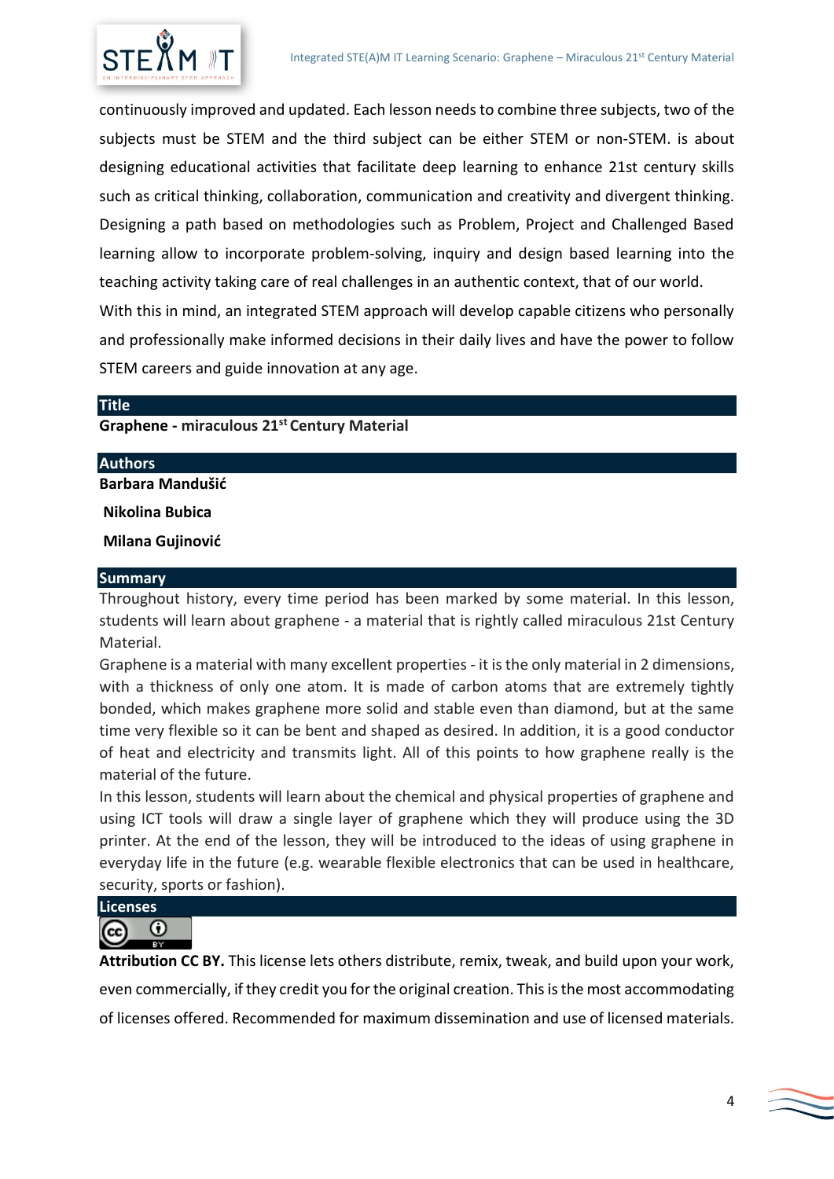continuously improved and updated. Each lesson needs to combine three subjects, two of the subjects must be STEM and the third subject can be either STEM or non-STEM. is about designing educational activities that facilitate deep learning to enhance 21st century skills such as critical thinking, collaboration, communication and creativity and divergent thinking. Designing a path based on methodologies such as Problem, Project and Challenged Based learning allow to incorporate problem-solving, inquiry and design based learning into the teaching activity taking care of real challenges in an authentic context, that of our world.

With this in mind, an integrated STEM approach will develop capable citizens who personally and professionally make informed decisions in their daily lives and have the power to follow STEM careers and guide innovation at any age.

## Title

**Graphene - miraculous 21st Century Material**

## Authors

**Barbara Mandušić**

**Nikolina Bubica**

**Milana Gujinović**

## Summary

Throughout history, every time period has been marked by some material. In this lesson, students will learn about graphene - a material that is rightly called miraculous 21st Century Material.

Graphene is a material with many excellent properties - it is the only material in 2 dimensions, with a thickness of only one atom. It is made of carbon atoms that are extremely tightly bonded, which makes graphene more solid and stable even than diamond, but at the same time very flexible so it can be bent and shaped as desired. In addition, it is a good conductor of heat and electricity and transmits light. All of this points to how graphene really is the material of the future.

In this lesson, students will learn about the chemical and physical properties of graphene and using ICT tools will draw a single layer of graphene which they will produce using the 3D printer. At the end of the lesson, they will be introduced to the ideas of using graphene in everyday life in the future (e.g. wearable flexible electronics that can be used in healthcare, security, sports or fashion).

## Licenses

**Attribution CC BY.** This license lets others distribute, remix, tweak, and build upon your work, even commercially, if they credit you for the original creation. This is the most accommodating of licenses offered. Recommended for maximum dissemination and use of licensed materials.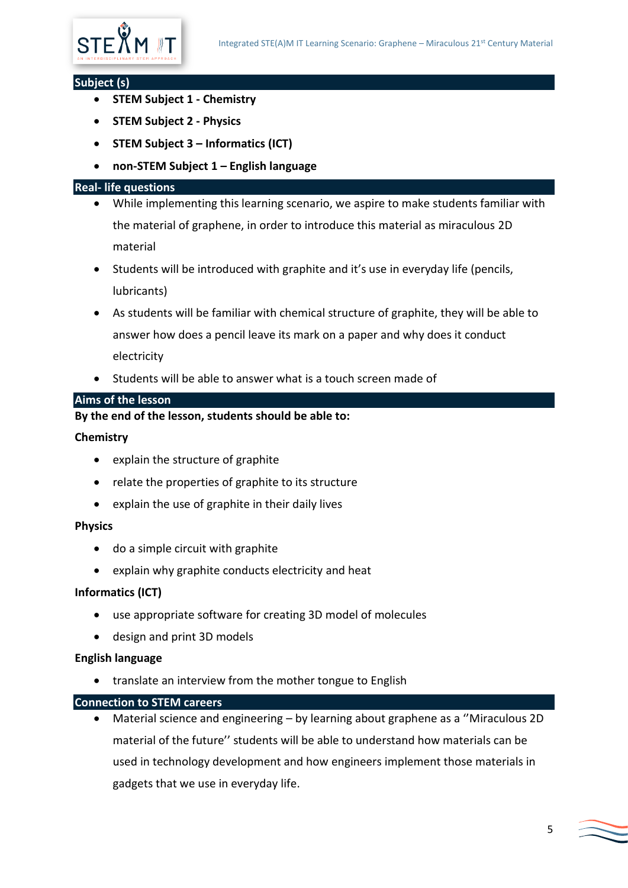## Subject (s)

- **STEM Subject 1 - Chemistry**
- **STEM Subject 2 - Physics**
- **STEM Subject 3 – Informatics (ICT)**
- **non-STEM Subject 1 – English language**

## Real- life questions

- While implementing this learning scenario, we aspire to make students familiar with the material of graphene, in order to introduce this material as miraculous 2D material
- Students will be introduced with graphite and it's use in everyday life (pencils, lubricants)
- As students will be familiar with chemical structure of graphite, they will be able to answer how does a pencil leave its mark on a paper and why does it conduct electricity
- Students will be able to answer what is a touch screen made of

## Aims of the lesson

**By the end of the lesson, students should be able to:**

**Chemistry**

- explain the structure of graphite
- relate the properties of graphite to its structure
- explain the use of graphite in their daily lives

**Physics**

- do a simple circuit with graphite
- explain why graphite conducts electricity and heat

**Informatics (ICT)**

- use appropriate software for creating 3D model of molecules
- design and print 3D models

**English language**

- translate an interview from the mother tongue to English

## Connection to STEM careers

- Material science and engineering – by learning about graphene as a ''Miraculous 2D material of the future'' students will be able to understand how materials can be used in technology development and how engineers implement those materials in gadgets that we use in everyday life.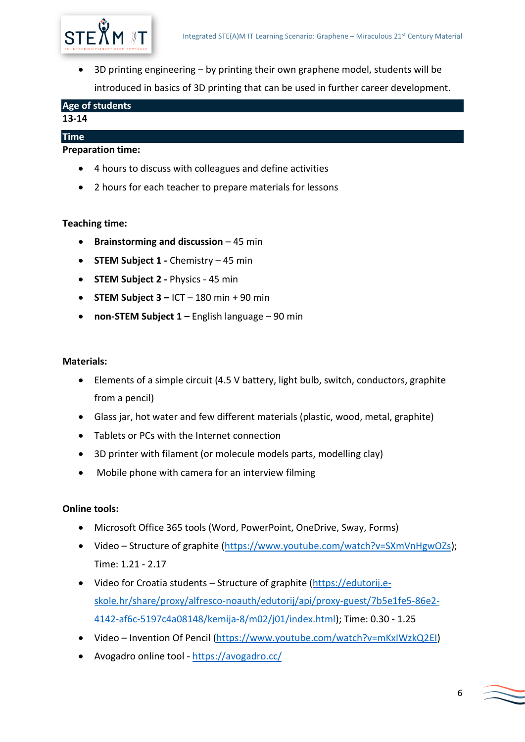- 3D printing engineering – by printing their own graphene model, students will be introduced in basics of 3D printing that can be used in further career development.

## Age of students

**13-14**

## Time

**Preparation time:**

- 4 hours to discuss with colleagues and define activities
- 2 hours for each teacher to prepare materials for lessons

**Teaching time:**

- **Brainstorming and discussion** – 45 min
- **STEM Subject 1 -** Chemistry – 45 min
- **STEM Subject 2 -** Physics - 45 min
- **STEM Subject 3 –** ICT – 180 min + 90 min
- **non-STEM Subject 1 –** English language – 90 min

**Materials:**

- Elements of a simple circuit (4.5 V battery, light bulb, switch, conductors, graphite from a pencil)
- Glass jar, hot water and few different materials (plastic, wood, metal, graphite)
- Tablets or PCs with the Internet connection
- 3D printer with filament (or molecule models parts, modelling clay)
- Mobile phone with camera for an interview filming

**Online tools:**

- Microsoft Office 365 tools (Word, PowerPoint, OneDrive, Sway, Forms)
- Video – Structure of graphite (https://www.youtube.com/watch?v=SXmVnHgwOZs); Time: 1.21 - 2.17
- Video for Croatia students – Structure of graphite (https://edutorij.e-skole.hr/share/proxy/alfresco-noauth/edutorij/api/proxy-guest/7b5e1fe5-86e2-4142-af6c-5197c4a08148/kemija-8/m02/j01/index.html); Time: 0.30 - 1.25
- Video – Invention Of Pencil (https://www.youtube.com/watch?v=mKxIWzkQ2EI)
- Avogadro online tool - https://avogadro.cc/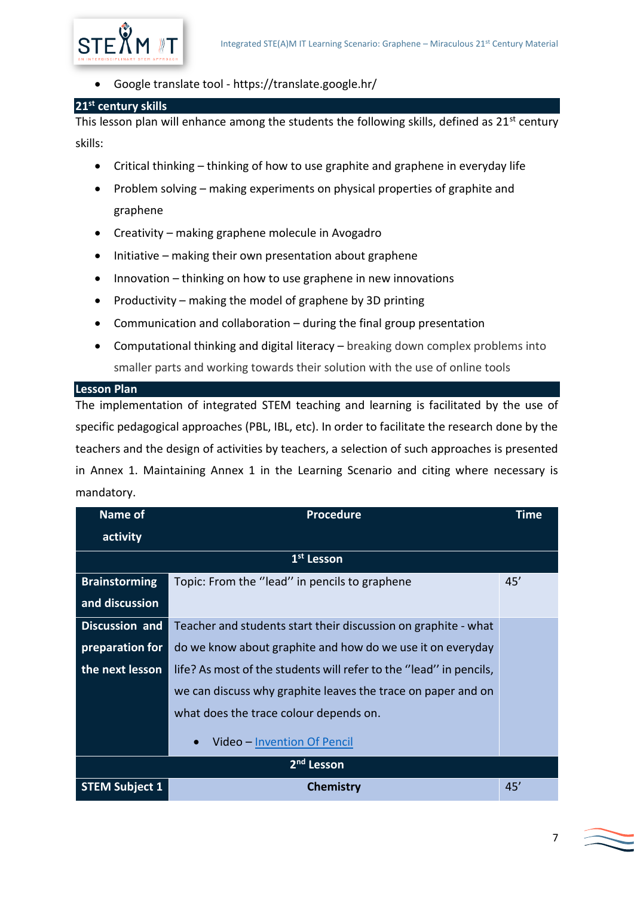- Google translate tool - https://translate.google.hr/

## 21st century skills

This lesson plan will enhance among the students the following skills, defined as 21st century skills:

- Critical thinking – thinking of how to use graphite and graphene in everyday life
- Problem solving – making experiments on physical properties of graphite and graphene
- Creativity – making graphene molecule in Avogadro
- Initiative – making their own presentation about graphene
- Innovation – thinking on how to use graphene in new innovations
- Productivity – making the model of graphene by 3D printing
- Communication and collaboration – during the final group presentation
- Computational thinking and digital literacy – breaking down complex problems into smaller parts and working towards their solution with the use of online tools

## Lesson Plan

The implementation of integrated STEM teaching and learning is facilitated by the use of specific pedagogical approaches (PBL, IBL, etc). In order to facilitate the research done by the teachers and the design of activities by teachers, a selection of such approaches is presented in Annex 1. Maintaining Annex 1 in the Learning Scenario and citing where necessary is mandatory.

| Name of activity | Procedure | Time |
|---|---|---|
| | **1st Lesson** | |
| **Brainstorming and discussion** | Topic: From the ''lead'' in pencils to graphene | 45' |
| **Discussion and preparation for the next lesson** | Teacher and students start their discussion on graphite - what do we know about graphite and how do we use it on everyday life? As most of the students will refer to the ''lead'' in pencils, we can discuss why graphite leaves the trace on paper and on what does the trace colour depends on.<br>• Video – Invention Of Pencil | |
| | **2nd Lesson** | |
| **STEM Subject 1** | **Chemistry** | 45' |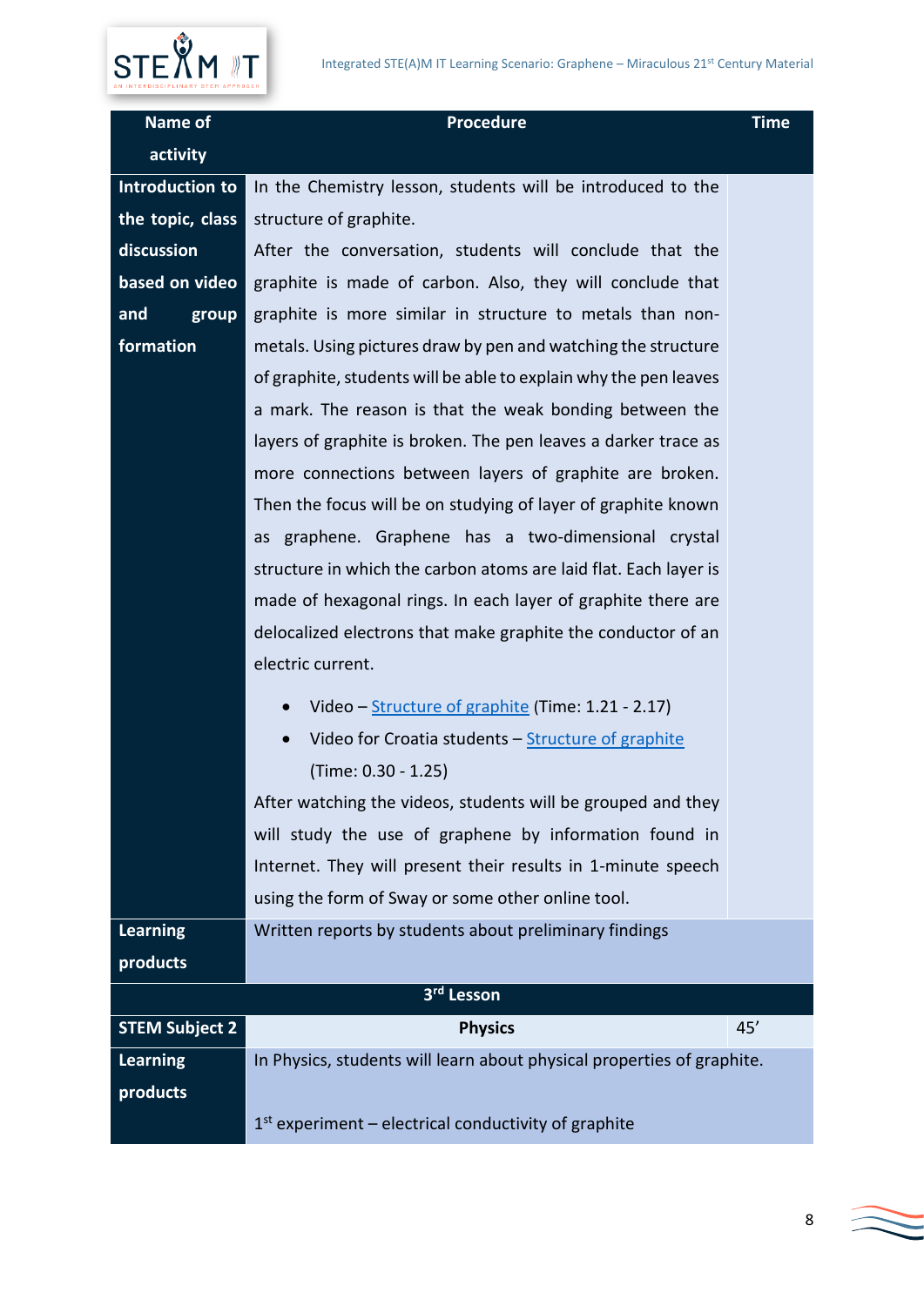| Name of activity | Procedure | Time |
|---|---|---|
| Introduction to the topic, class discussion based on video and group formation | In the Chemistry lesson, students will be introduced to the structure of graphite.<br>After the conversation, students will conclude that the graphite is made of carbon. Also, they will conclude that graphite is more similar in structure to metals than non-metals. Using pictures draw by pen and watching the structure of graphite, students will be able to explain why the pen leaves a mark. The reason is that the weak bonding between the layers of graphite is broken. The pen leaves a darker trace as more connections between layers of graphite are broken. Then the focus will be on studying of layer of graphite known as graphene. Graphene has a two-dimensional crystal structure in which the carbon atoms are laid flat. Each layer is made of hexagonal rings. In each layer of graphite there are delocalized electrons that make graphite the conductor of an electric current.<br>• Video – Structure of graphite (Time: 1.21 - 2.17)<br>• Video for Croatia students – Structure of graphite (Time: 0.30 - 1.25)<br>After watching the videos, students will be grouped and they will study the use of graphene by information found in Internet. They will present their results in 1-minute speech using the form of Sway or some other online tool. | |
| Learning products | Written reports by students about preliminary findings | |
| **3rd Lesson** | | |
| STEM Subject 2 | **Physics** | 45’ |
| Learning products | In Physics, students will learn about physical properties of graphite.<br><br>1st experiment – electrical conductivity of graphite | |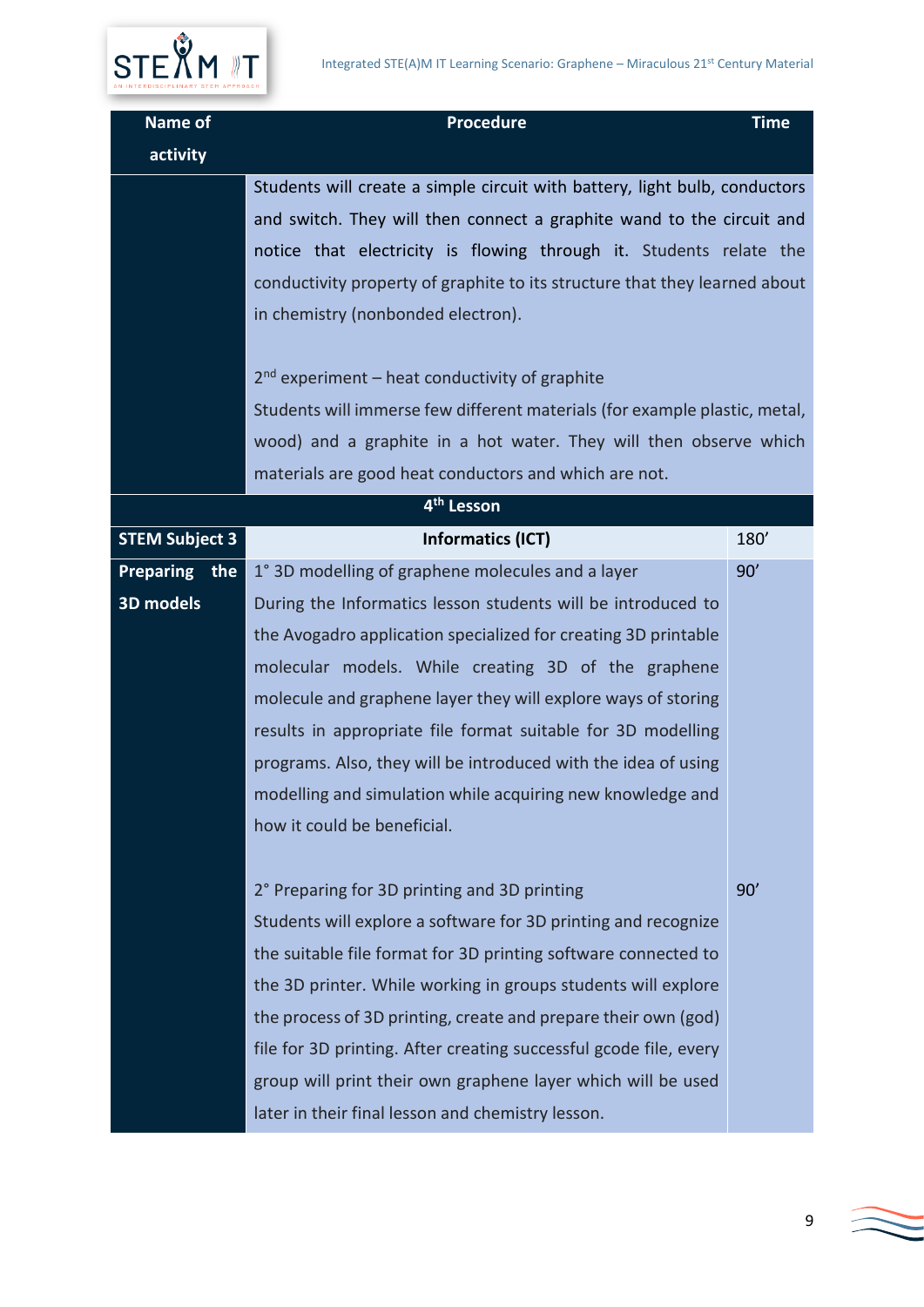| Name of activity | Procedure | Time |
|---|---|---|
| | Students will create a simple circuit with battery, light bulb, conductors and switch. They will then connect a graphite wand to the circuit and notice that electricity is flowing through it. Students relate the conductivity property of graphite to its structure that they learned about in chemistry (nonbonded electron).<br><br>2nd experiment – heat conductivity of graphite<br>Students will immerse few different materials (for example plastic, metal, wood) and a graphite in a hot water. They will then observe which materials are good heat conductors and which are not. | |
| **4th Lesson** | | |
| **STEM Subject 3** | **Informatics (ICT)** | 180’ |
| **Preparing the 3D models** | 1° 3D modelling of graphene molecules and a layer<br>During the Informatics lesson students will be introduced to the Avogadro application specialized for creating 3D printable molecular models. While creating 3D of the graphene molecule and graphene layer they will explore ways of storing results in appropriate file format suitable for 3D modelling programs. Also, they will be introduced with the idea of using modelling and simulation while acquiring new knowledge and how it could be beneficial. | 90’ |
| | 2° Preparing for 3D printing and 3D printing<br>Students will explore a software for 3D printing and recognize the suitable file format for 3D printing software connected to the 3D printer. While working in groups students will explore the process of 3D printing, create and prepare their own (god) file for 3D printing. After creating successful gcode file, every group will print their own graphene layer which will be used later in their final lesson and chemistry lesson. | 90’ |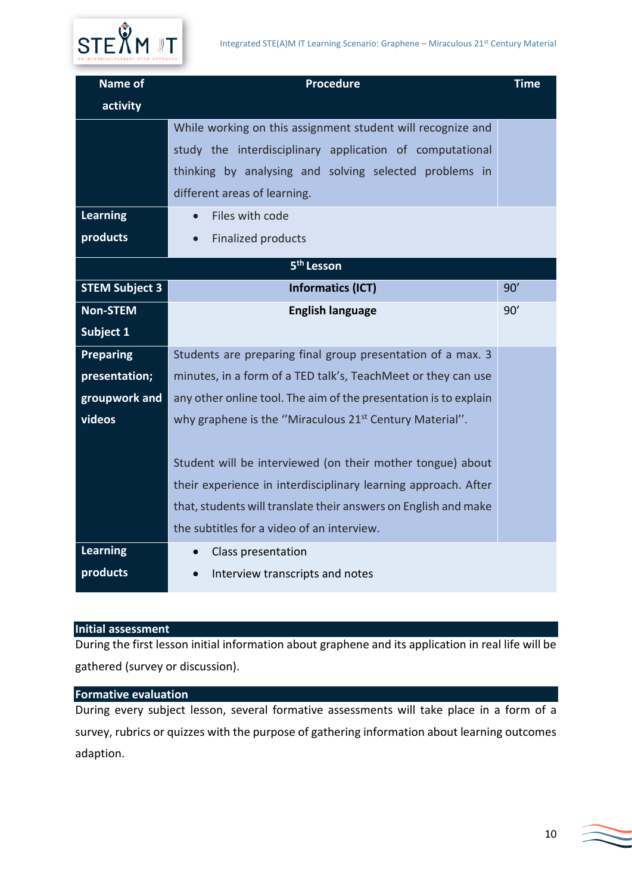| Name of activity | Procedure | Time |
|---|---|---|
| | While working on this assignment student will recognize and study the interdisciplinary application of computational thinking by analysing and solving selected problems in different areas of learning. | |
| Learning products | • Files with code<br>• Finalized products | |
| | 5th Lesson | |
| STEM Subject 3 | Informatics (ICT) | 90′ |
| Non-STEM Subject 1 | English language | 90′ |
| Preparing presentation; groupwork and videos | Students are preparing final group presentation of a max. 3 minutes, in a form of a TED talk's, TeachMeet or they can use any other online tool. The aim of the presentation is to explain why graphene is the ''Miraculous 21st Century Material''.<br><br>Student will be interviewed (on their mother tongue) about their experience in interdisciplinary learning approach. After that, students will translate their answers on English and make the subtitles for a video of an interview. | |
| Learning products | • Class presentation<br>• Interview transcripts and notes | |

### Initial assessment

During the first lesson initial information about graphene and its application in real life will be gathered (survey or discussion).

### Formative evaluation

During every subject lesson, several formative assessments will take place in a form of a survey, rubrics or quizzes with the purpose of gathering information about learning outcomes adaption.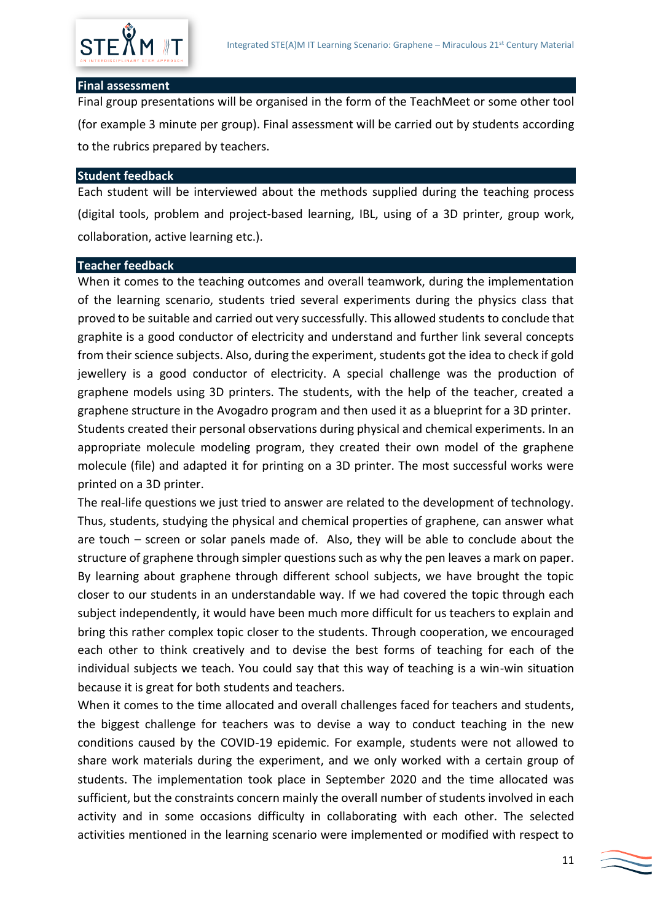## Final assessment

Final group presentations will be organised in the form of the TeachMeet or some other tool (for example 3 minute per group). Final assessment will be carried out by students according to the rubrics prepared by teachers.

## Student feedback

Each student will be interviewed about the methods supplied during the teaching process (digital tools, problem and project-based learning, IBL, using of a 3D printer, group work, collaboration, active learning etc.).

## Teacher feedback

When it comes to the teaching outcomes and overall teamwork, during the implementation of the learning scenario, students tried several experiments during the physics class that proved to be suitable and carried out very successfully. This allowed students to conclude that graphite is a good conductor of electricity and understand and further link several concepts from their science subjects. Also, during the experiment, students got the idea to check if gold jewellery is a good conductor of electricity. A special challenge was the production of graphene models using 3D printers. The students, with the help of the teacher, created a graphene structure in the Avogadro program and then used it as a blueprint for a 3D printer.

Students created their personal observations during physical and chemical experiments. In an appropriate molecule modeling program, they created their own model of the graphene molecule (file) and adapted it for printing on a 3D printer. The most successful works were printed on a 3D printer.

The real-life questions we just tried to answer are related to the development of technology. Thus, students, studying the physical and chemical properties of graphene, can answer what are touch – screen or solar panels made of. Also, they will be able to conclude about the structure of graphene through simpler questions such as why the pen leaves a mark on paper. By learning about graphene through different school subjects, we have brought the topic closer to our students in an understandable way. If we had covered the topic through each subject independently, it would have been much more difficult for us teachers to explain and bring this rather complex topic closer to the students. Through cooperation, we encouraged each other to think creatively and to devise the best forms of teaching for each of the individual subjects we teach. You could say that this way of teaching is a win-win situation because it is great for both students and teachers.

When it comes to the time allocated and overall challenges faced for teachers and students, the biggest challenge for teachers was to devise a way to conduct teaching in the new conditions caused by the COVID-19 epidemic. For example, students were not allowed to share work materials during the experiment, and we only worked with a certain group of students. The implementation took place in September 2020 and the time allocated was sufficient, but the constraints concern mainly the overall number of students involved in each activity and in some occasions difficulty in collaborating with each other. The selected activities mentioned in the learning scenario were implemented or modified with respect to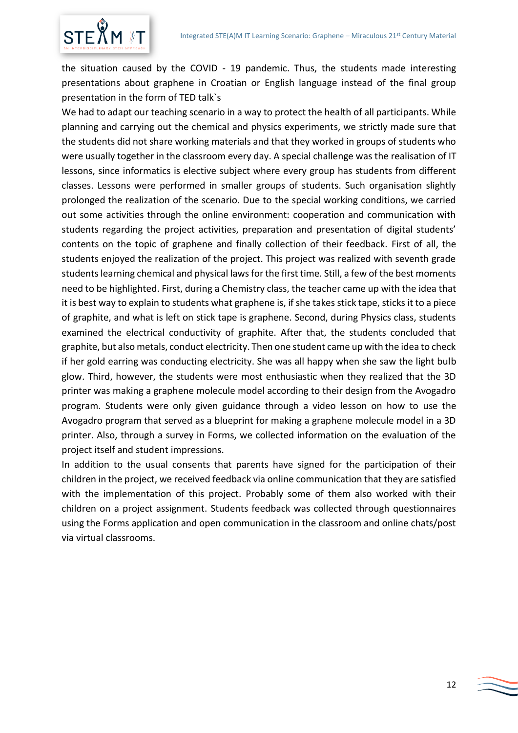the situation caused by the COVID - 19 pandemic. Thus, the students made interesting presentations about graphene in Croatian or English language instead of the final group presentation in the form of TED talk`s

We had to adapt our teaching scenario in a way to protect the health of all participants. While planning and carrying out the chemical and physics experiments, we strictly made sure that the students did not share working materials and that they worked in groups of students who were usually together in the classroom every day. A special challenge was the realisation of IT lessons, since informatics is elective subject where every group has students from different classes. Lessons were performed in smaller groups of students. Such organisation slightly prolonged the realization of the scenario. Due to the special working conditions, we carried out some activities through the online environment: cooperation and communication with students regarding the project activities, preparation and presentation of digital students' contents on the topic of graphene and finally collection of their feedback. First of all, the students enjoyed the realization of the project. This project was realized with seventh grade students learning chemical and physical laws for the first time. Still, a few of the best moments need to be highlighted. First, during a Chemistry class, the teacher came up with the idea that it is best way to explain to students what graphene is, if she takes stick tape, sticks it to a piece of graphite, and what is left on stick tape is graphene. Second, during Physics class, students examined the electrical conductivity of graphite. After that, the students concluded that graphite, but also metals, conduct electricity. Then one student came up with the idea to check if her gold earring was conducting electricity. She was all happy when she saw the light bulb glow. Third, however, the students were most enthusiastic when they realized that the 3D printer was making a graphene molecule model according to their design from the Avogadro program. Students were only given guidance through a video lesson on how to use the Avogadro program that served as a blueprint for making a graphene molecule model in a 3D printer. Also, through a survey in Forms, we collected information on the evaluation of the project itself and student impressions.

In addition to the usual consents that parents have signed for the participation of their children in the project, we received feedback via online communication that they are satisfied with the implementation of this project. Probably some of them also worked with their children on a project assignment. Students feedback was collected through questionnaires using the Forms application and open communication in the classroom and online chats/post via virtual classrooms.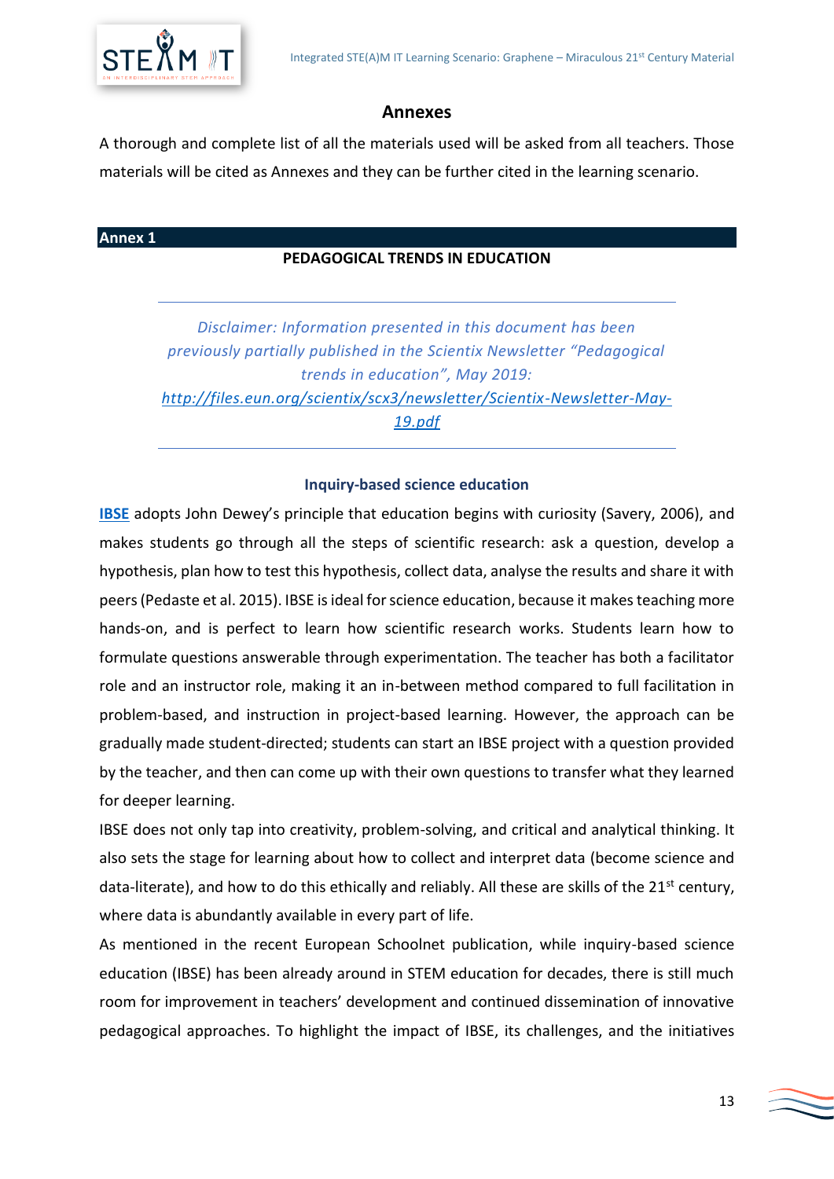## Annexes

A thorough and complete list of all the materials used will be asked from all teachers. Those materials will be cited as Annexes and they can be further cited in the learning scenario.

### Annex 1

**PEDAGOGICAL TRENDS IN EDUCATION**

---

*Disclaimer: Information presented in this document has been previously partially published in the Scientix Newsletter "Pedagogical trends in education", May 2019: [http://files.eun.org/scientix/scx3/newsletter/Scientix-Newsletter-May-19.pdf](http://files.eun.org/scientix/scx3/newsletter/Scientix-Newsletter-May-19.pdf)*

---

#### Inquiry-based science education

**IBSE** adopts John Dewey's principle that education begins with curiosity (Savery, 2006), and makes students go through all the steps of scientific research: ask a question, develop a hypothesis, plan how to test this hypothesis, collect data, analyse the results and share it with peers (Pedaste et al. 2015). IBSE is ideal for science education, because it makes teaching more hands-on, and is perfect to learn how scientific research works. Students learn how to formulate questions answerable through experimentation. The teacher has both a facilitator role and an instructor role, making it an in-between method compared to full facilitation in problem-based, and instruction in project-based learning. However, the approach can be gradually made student-directed; students can start an IBSE project with a question provided by the teacher, and then can come up with their own questions to transfer what they learned for deeper learning.

IBSE does not only tap into creativity, problem-solving, and critical and analytical thinking. It also sets the stage for learning about how to collect and interpret data (become science and data-literate), and how to do this ethically and reliably. All these are skills of the 21st century, where data is abundantly available in every part of life.

As mentioned in the recent European Schoolnet publication, while inquiry-based science education (IBSE) has been already around in STEM education for decades, there is still much room for improvement in teachers' development and continued dissemination of innovative pedagogical approaches. To highlight the impact of IBSE, its challenges, and the initiatives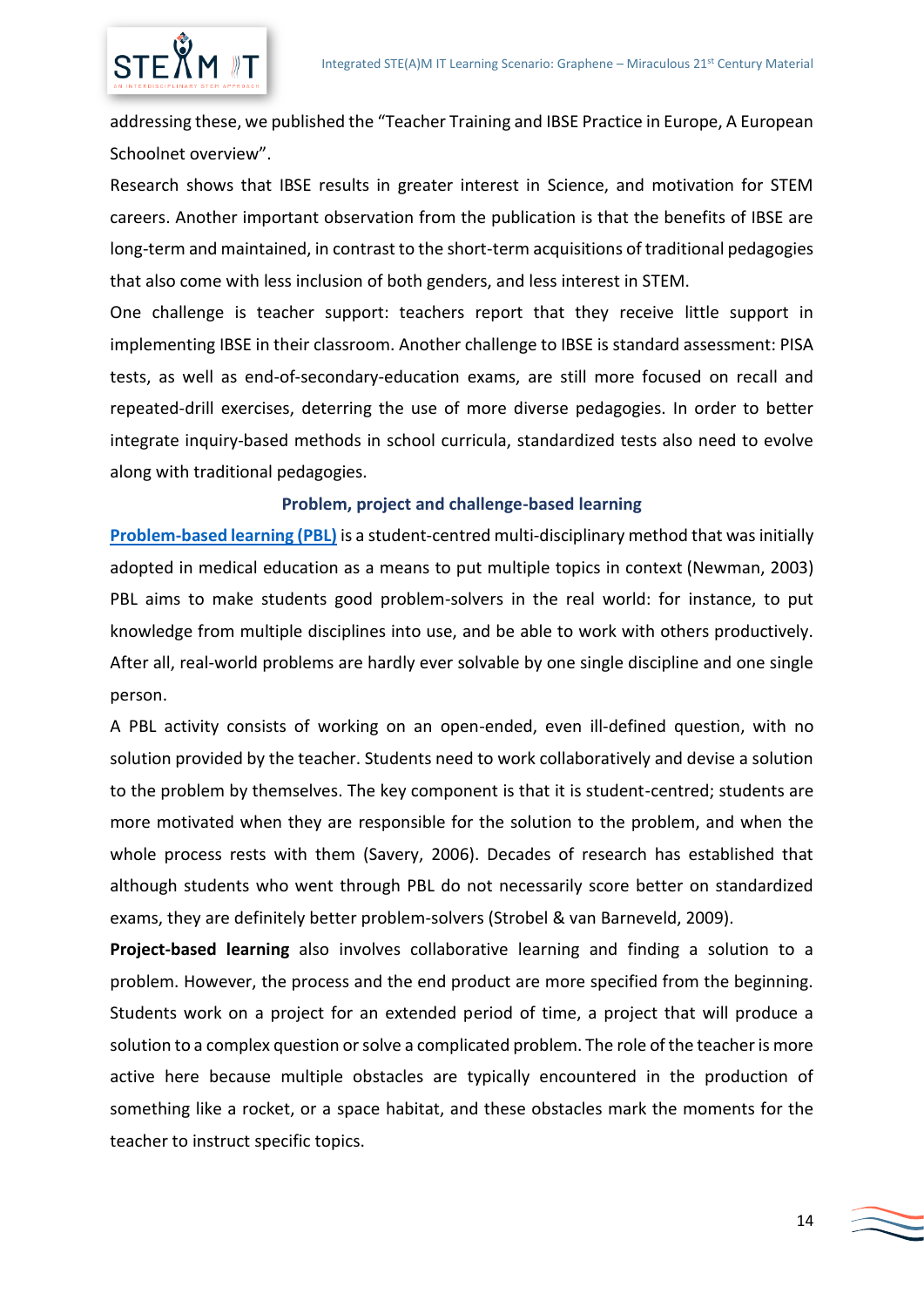addressing these, we published the "Teacher Training and IBSE Practice in Europe, A European Schoolnet overview".

Research shows that IBSE results in greater interest in Science, and motivation for STEM careers. Another important observation from the publication is that the benefits of IBSE are long-term and maintained, in contrast to the short-term acquisitions of traditional pedagogies that also come with less inclusion of both genders, and less interest in STEM.

One challenge is teacher support: teachers report that they receive little support in implementing IBSE in their classroom. Another challenge to IBSE is standard assessment: PISA tests, as well as end-of-secondary-education exams, are still more focused on recall and repeated-drill exercises, deterring the use of more diverse pedagogies. In order to better integrate inquiry-based methods in school curricula, standardized tests also need to evolve along with traditional pedagogies.

### Problem, project and challenge-based learning

**Problem-based learning (PBL)** is a student-centred multi-disciplinary method that was initially adopted in medical education as a means to put multiple topics in context (Newman, 2003) PBL aims to make students good problem-solvers in the real world: for instance, to put knowledge from multiple disciplines into use, and be able to work with others productively. After all, real-world problems are hardly ever solvable by one single discipline and one single person.

A PBL activity consists of working on an open-ended, even ill-defined question, with no solution provided by the teacher. Students need to work collaboratively and devise a solution to the problem by themselves. The key component is that it is student-centred; students are more motivated when they are responsible for the solution to the problem, and when the whole process rests with them (Savery, 2006). Decades of research has established that although students who went through PBL do not necessarily score better on standardized exams, they are definitely better problem-solvers (Strobel & van Barneveld, 2009).

**Project-based learning** also involves collaborative learning and finding a solution to a problem. However, the process and the end product are more specified from the beginning. Students work on a project for an extended period of time, a project that will produce a solution to a complex question or solve a complicated problem. The role of the teacher is more active here because multiple obstacles are typically encountered in the production of something like a rocket, or a space habitat, and these obstacles mark the moments for the teacher to instruct specific topics.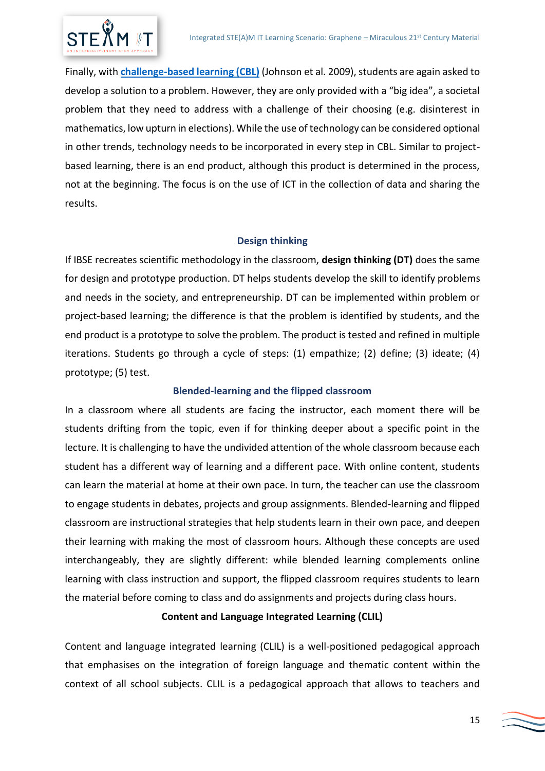Finally, with **[challenge-based learning (CBL)]()** (Johnson et al. 2009), students are again asked to develop a solution to a problem. However, they are only provided with a "big idea", a societal problem that they need to address with a challenge of their choosing (e.g. disinterest in mathematics, low upturn in elections). While the use of technology can be considered optional in other trends, technology needs to be incorporated in every step in CBL. Similar to project-based learning, there is an end product, although this product is determined in the process, not at the beginning. The focus is on the use of ICT in the collection of data and sharing the results.

### Design thinking

If IBSE recreates scientific methodology in the classroom, **design thinking (DT)** does the same for design and prototype production. DT helps students develop the skill to identify problems and needs in the society, and entrepreneurship. DT can be implemented within problem or project-based learning; the difference is that the problem is identified by students, and the end product is a prototype to solve the problem. The product is tested and refined in multiple iterations. Students go through a cycle of steps: (1) empathize; (2) define; (3) ideate; (4) prototype; (5) test.

### Blended-learning and the flipped classroom

In a classroom where all students are facing the instructor, each moment there will be students drifting from the topic, even if for thinking deeper about a specific point in the lecture. It is challenging to have the undivided attention of the whole classroom because each student has a different way of learning and a different pace. With online content, students can learn the material at home at their own pace. In turn, the teacher can use the classroom to engage students in debates, projects and group assignments. Blended-learning and flipped classroom are instructional strategies that help students learn in their own pace, and deepen their learning with making the most of classroom hours. Although these concepts are used interchangeably, they are slightly different: while blended learning complements online learning with class instruction and support, the flipped classroom requires students to learn the material before coming to class and do assignments and projects during class hours.

### Content and Language Integrated Learning (CLIL)

Content and language integrated learning (CLIL) is a well-positioned pedagogical approach that emphasises on the integration of foreign language and thematic content within the context of all school subjects. CLIL is a pedagogical approach that allows to teachers and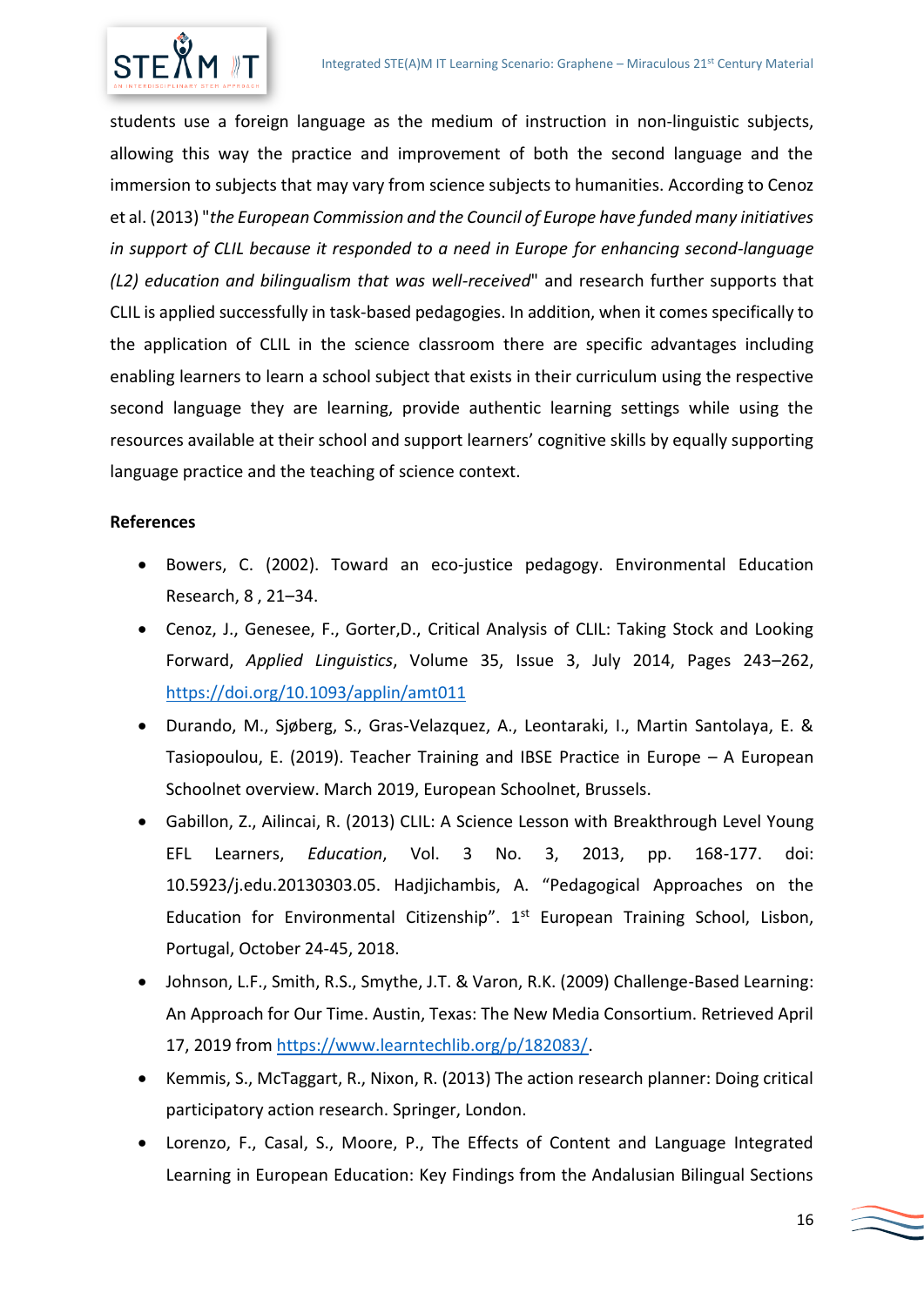students use a foreign language as the medium of instruction in non-linguistic subjects, allowing this way the practice and improvement of both the second language and the immersion to subjects that may vary from science subjects to humanities. According to Cenoz et al. (2013) "*the European Commission and the Council of Europe have funded many initiatives in support of CLIL because it responded to a need in Europe for enhancing second-language (L2) education and bilingualism that was well-received*" and research further supports that CLIL is applied successfully in task-based pedagogies. In addition, when it comes specifically to the application of CLIL in the science classroom there are specific advantages including enabling learners to learn a school subject that exists in their curriculum using the respective second language they are learning, provide authentic learning settings while using the resources available at their school and support learners' cognitive skills by equally supporting language practice and the teaching of science context.

**References**

- Bowers, C. (2002). Toward an eco-justice pedagogy. Environmental Education Research, 8 , 21–34.
- Cenoz, J., Genesee, F., Gorter,D., Critical Analysis of CLIL: Taking Stock and Looking Forward, *Applied Linguistics*, Volume 35, Issue 3, July 2014, Pages 243–262, https://doi.org/10.1093/applin/amt011
- Durando, M., Sjøberg, S., Gras-Velazquez, A., Leontaraki, I., Martin Santolaya, E. & Tasiopoulou, E. (2019). Teacher Training and IBSE Practice in Europe – A European Schoolnet overview. March 2019, European Schoolnet, Brussels.
- Gabillon, Z., Ailincai, R. (2013) CLIL: A Science Lesson with Breakthrough Level Young EFL Learners, *Education*, Vol. 3 No. 3, 2013, pp. 168-177. doi: 10.5923/j.edu.20130303.05. Hadjichambis, A. "Pedagogical Approaches on the Education for Environmental Citizenship". 1st European Training School, Lisbon, Portugal, October 24-45, 2018.
- Johnson, L.F., Smith, R.S., Smythe, J.T. & Varon, R.K. (2009) Challenge-Based Learning: An Approach for Our Time. Austin, Texas: The New Media Consortium. Retrieved April 17, 2019 from https://www.learntechlib.org/p/182083/.
- Kemmis, S., McTaggart, R., Nixon, R. (2013) The action research planner: Doing critical participatory action research. Springer, London.
- Lorenzo, F., Casal, S., Moore, P., The Effects of Content and Language Integrated Learning in European Education: Key Findings from the Andalusian Bilingual Sections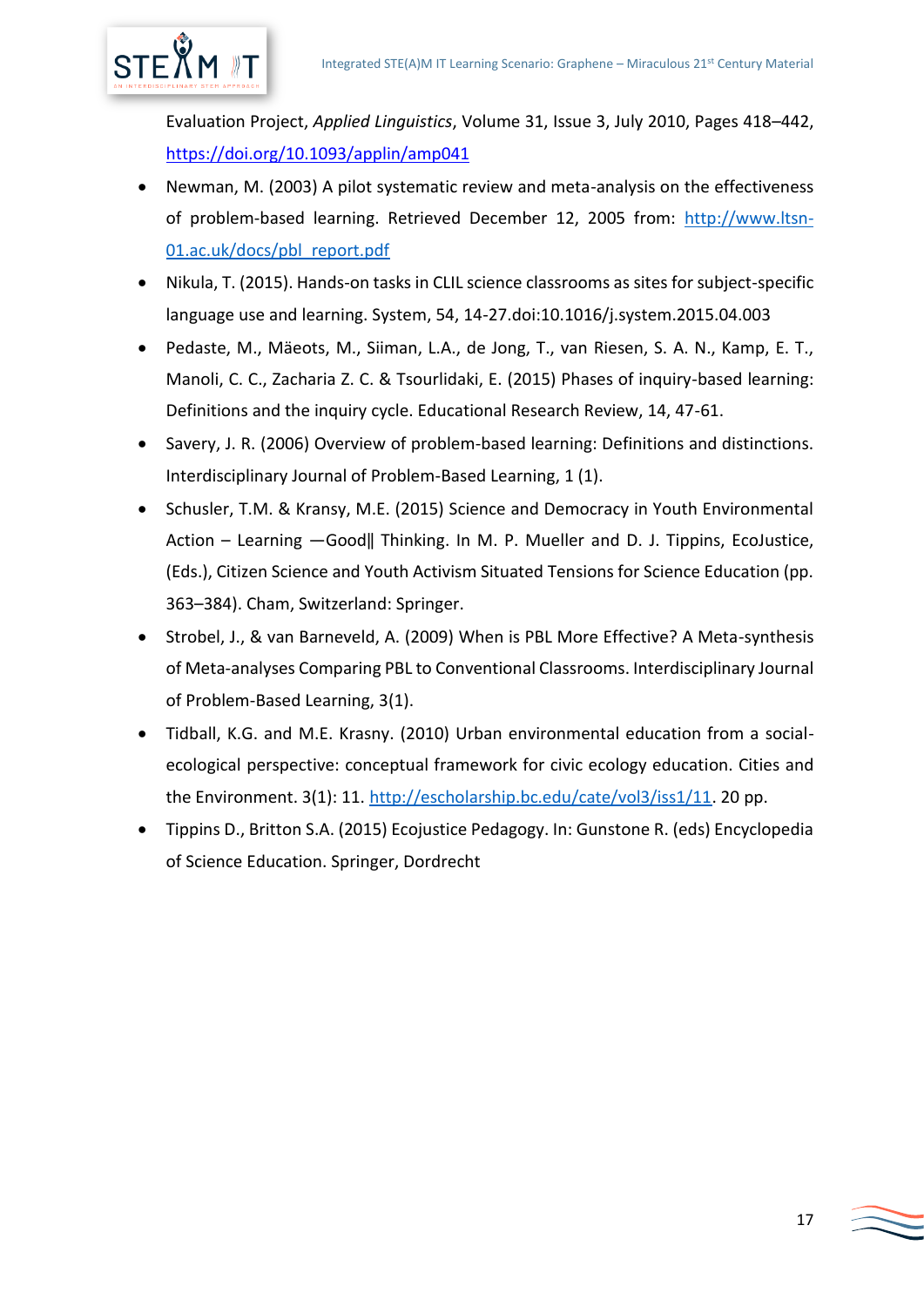Evaluation Project, *Applied Linguistics*, Volume 31, Issue 3, July 2010, Pages 418–442, https://doi.org/10.1093/applin/amp041

- Newman, M. (2003) A pilot systematic review and meta-analysis on the effectiveness of problem-based learning. Retrieved December 12, 2005 from: http://www.ltsn-01.ac.uk/docs/pbl_report.pdf
- Nikula, T. (2015). Hands-on tasks in CLIL science classrooms as sites for subject-specific language use and learning. System, 54, 14-27.doi:10.1016/j.system.2015.04.003
- Pedaste, M., Mäeots, M., Siiman, L.A., de Jong, T., van Riesen, S. A. N., Kamp, E. T., Manoli, C. C., Zacharia Z. C. & Tsourlidaki, E. (2015) Phases of inquiry-based learning: Definitions and the inquiry cycle. Educational Research Review, 14, 47-61.
- Savery, J. R. (2006) Overview of problem-based learning: Definitions and distinctions. Interdisciplinary Journal of Problem-Based Learning, 1 (1).
- Schusler, T.M. & Kransy, M.E. (2015) Science and Democracy in Youth Environmental Action – Learning ―Good‖ Thinking. In M. P. Mueller and D. J. Tippins, EcoJustice, (Eds.), Citizen Science and Youth Activism Situated Tensions for Science Education (pp. 363–384). Cham, Switzerland: Springer.
- Strobel, J., & van Barneveld, A. (2009) When is PBL More Effective? A Meta-synthesis of Meta-analyses Comparing PBL to Conventional Classrooms. Interdisciplinary Journal of Problem-Based Learning, 3(1).
- Tidball, K.G. and M.E. Krasny. (2010) Urban environmental education from a social-ecological perspective: conceptual framework for civic ecology education. Cities and the Environment. 3(1): 11. http://escholarship.bc.edu/cate/vol3/iss1/11. 20 pp.
- Tippins D., Britton S.A. (2015) Ecojustice Pedagogy. In: Gunstone R. (eds) Encyclopedia of Science Education. Springer, Dordrecht